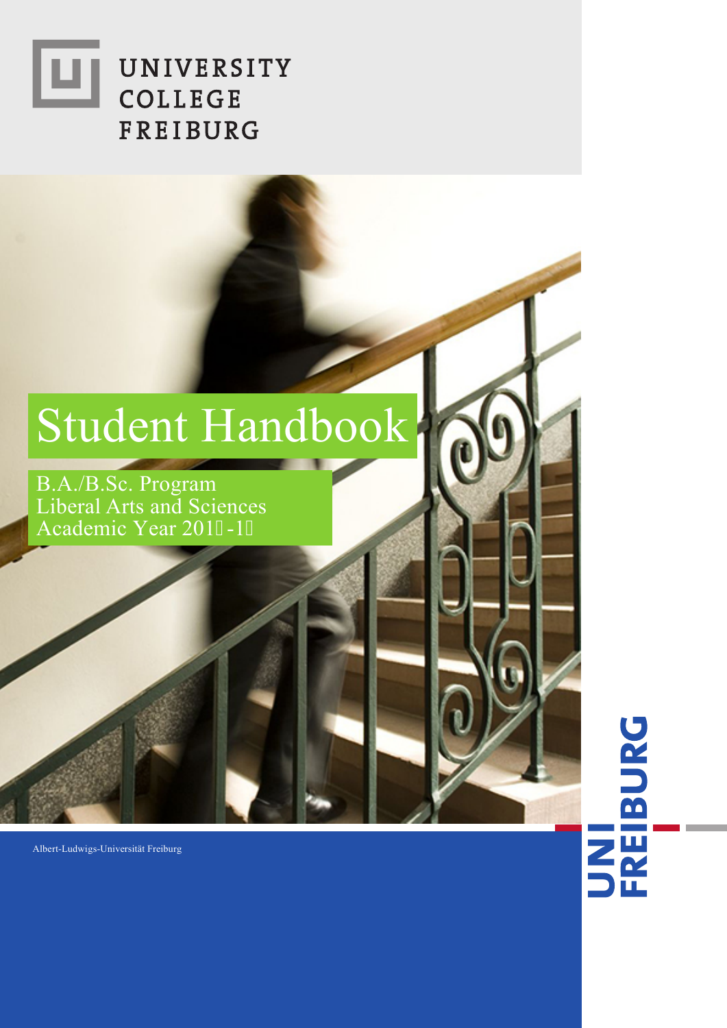UNIVERSITY COLLEGE FREIBURG

# Student Handbook

B.A./B.Sc. Program
Liberal Arts and Sciences
Academic Year 201 -1 

Albert-Ludwigs-Universität Freiburg

UNI FREIBURG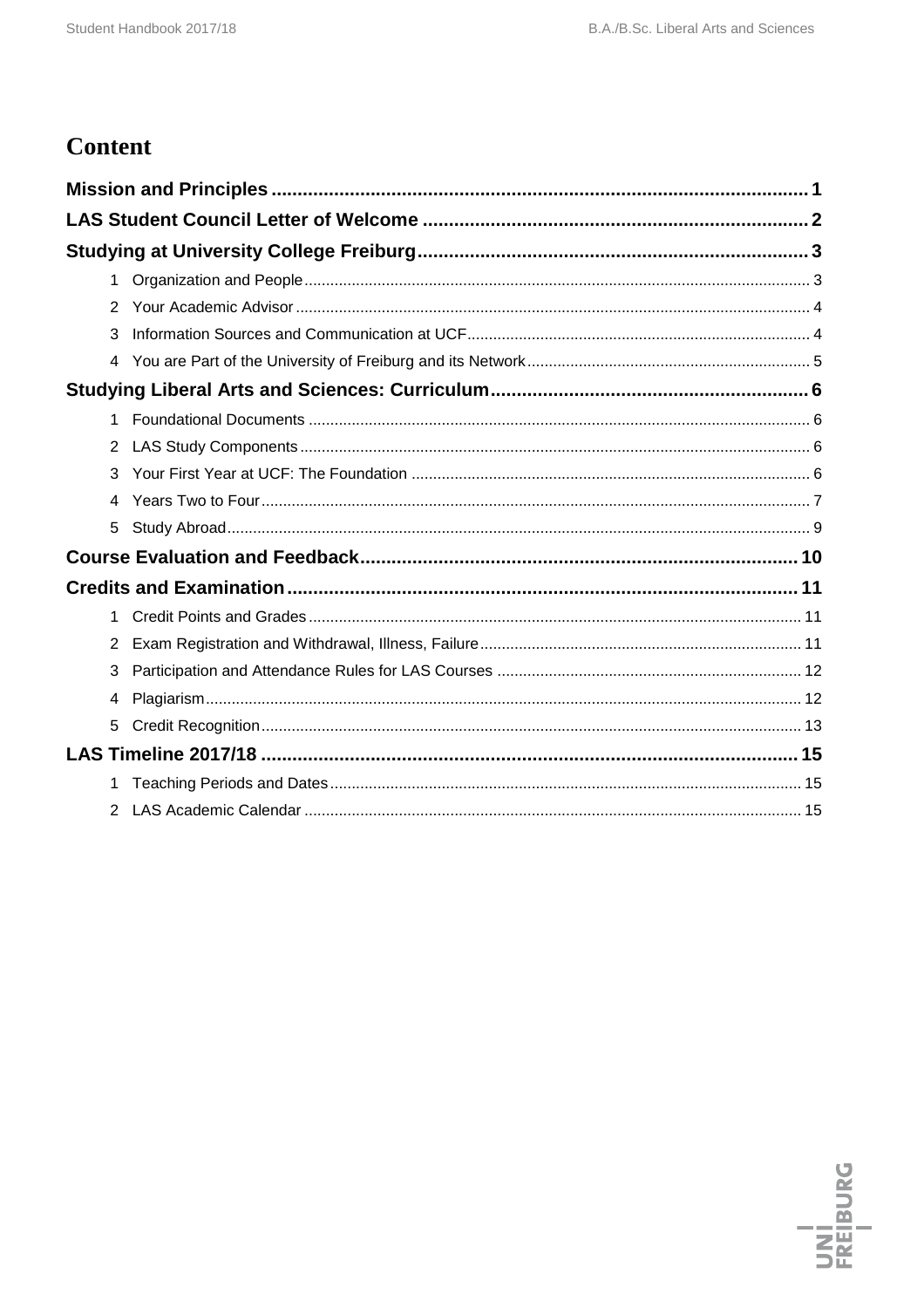# Content

**Mission and Principles** 1

**LAS Student Council Letter of Welcome** 2

**Studying at University College Freiburg** 3

1. Organization and People 3
2. Your Academic Advisor 4
3. Information Sources and Communication at UCF 4
4. You are Part of the University of Freiburg and its Network 5

**Studying Liberal Arts and Sciences: Curriculum** 6

1. Foundational Documents 6
2. LAS Study Components 6
3. Your First Year at UCF: The Foundation 6
4. Years Two to Four 7
5. Study Abroad 9

**Course Evaluation and Feedback** 10

**Credits and Examination** 11

1. Credit Points and Grades 11
2. Exam Registration and Withdrawal, Illness, Failure 11
3. Participation and Attendance Rules for LAS Courses 12
4. Plagiarism 12
5. Credit Recognition 13

**LAS Timeline 2017/18** 15

1. Teaching Periods and Dates 15
2. LAS Academic Calendar 15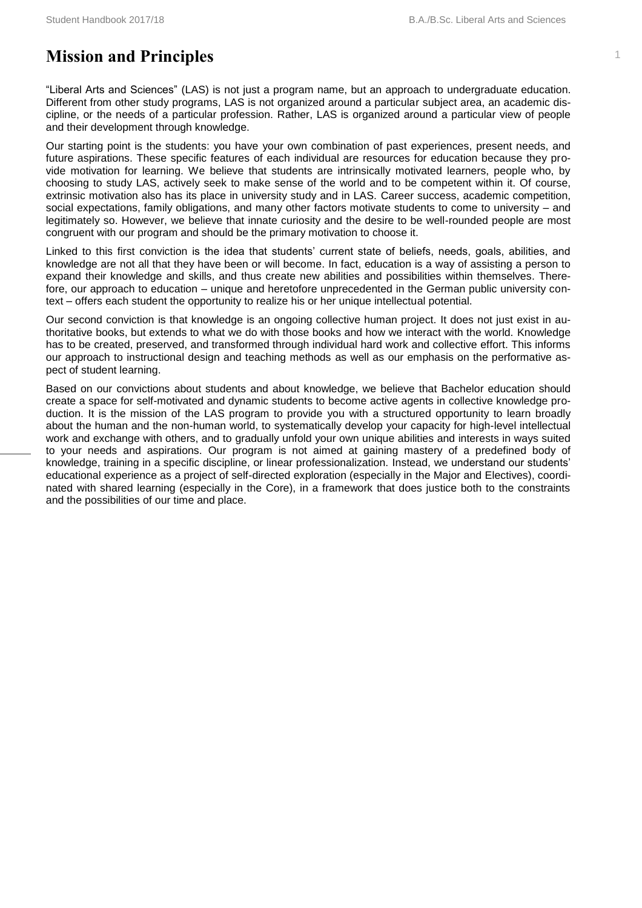# Mission and Principles

"Liberal Arts and Sciences" (LAS) is not just a program name, but an approach to undergraduate education. Different from other study programs, LAS is not organized around a particular subject area, an academic discipline, or the needs of a particular profession. Rather, LAS is organized around a particular view of people and their development through knowledge.

Our starting point is the students: you have your own combination of past experiences, present needs, and future aspirations. These specific features of each individual are resources for education because they provide motivation for learning. We believe that students are intrinsically motivated learners, people who, by choosing to study LAS, actively seek to make sense of the world and to be competent within it. Of course, extrinsic motivation also has its place in university study and in LAS. Career success, academic competition, social expectations, family obligations, and many other factors motivate students to come to university – and legitimately so. However, we believe that innate curiosity and the desire to be well-rounded people are most congruent with our program and should be the primary motivation to choose it.

Linked to this first conviction is the idea that students' current state of beliefs, needs, goals, abilities, and knowledge are not all that they have been or will become. In fact, education is a way of assisting a person to expand their knowledge and skills, and thus create new abilities and possibilities within themselves. Therefore, our approach to education – unique and heretofore unprecedented in the German public university context – offers each student the opportunity to realize his or her unique intellectual potential.

Our second conviction is that knowledge is an ongoing collective human project. It does not just exist in authoritative books, but extends to what we do with those books and how we interact with the world. Knowledge has to be created, preserved, and transformed through individual hard work and collective effort. This informs our approach to instructional design and teaching methods as well as our emphasis on the performative aspect of student learning.

Based on our convictions about students and about knowledge, we believe that Bachelor education should create a space for self-motivated and dynamic students to become active agents in collective knowledge production. It is the mission of the LAS program to provide you with a structured opportunity to learn broadly about the human and the non-human world, to systematically develop your capacity for high-level intellectual work and exchange with others, and to gradually unfold your own unique abilities and interests in ways suited to your needs and aspirations. Our program is not aimed at gaining mastery of a predefined body of knowledge, training in a specific discipline, or linear professionalization. Instead, we understand our students' educational experience as a project of self-directed exploration (especially in the Major and Electives), coordinated with shared learning (especially in the Core), in a framework that does justice both to the constraints and the possibilities of our time and place.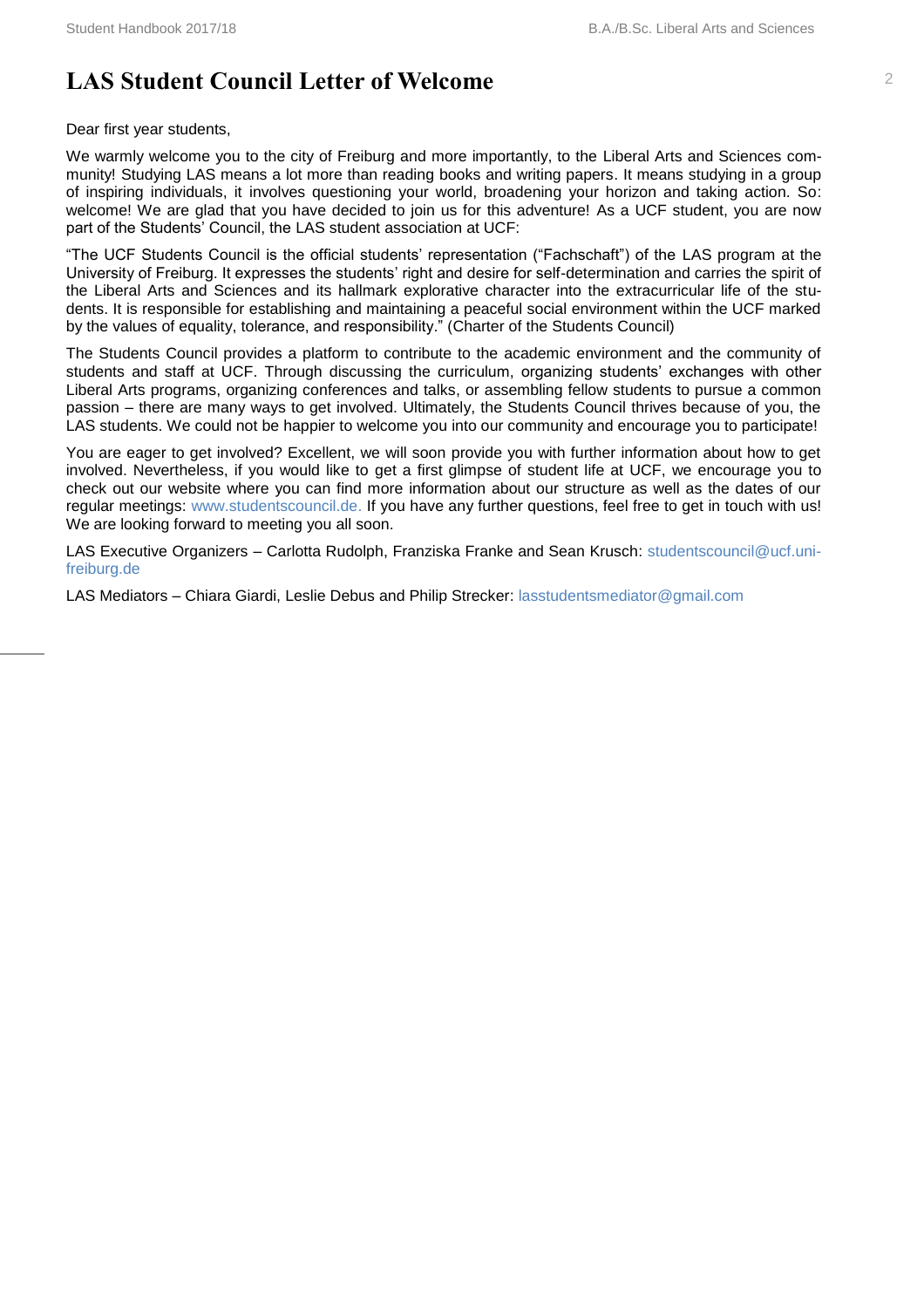# LAS Student Council Letter of Welcome

Dear first year students,

We warmly welcome you to the city of Freiburg and more importantly, to the Liberal Arts and Sciences community! Studying LAS means a lot more than reading books and writing papers. It means studying in a group of inspiring individuals, it involves questioning your world, broadening your horizon and taking action. So: welcome! We are glad that you have decided to join us for this adventure! As a UCF student, you are now part of the Students' Council, the LAS student association at UCF:

"The UCF Students Council is the official students' representation ("Fachschaft") of the LAS program at the University of Freiburg. It expresses the students' right and desire for self-determination and carries the spirit of the Liberal Arts and Sciences and its hallmark explorative character into the extracurricular life of the students. It is responsible for establishing and maintaining a peaceful social environment within the UCF marked by the values of equality, tolerance, and responsibility." (Charter of the Students Council)

The Students Council provides a platform to contribute to the academic environment and the community of students and staff at UCF. Through discussing the curriculum, organizing students' exchanges with other Liberal Arts programs, organizing conferences and talks, or assembling fellow students to pursue a common passion – there are many ways to get involved. Ultimately, the Students Council thrives because of you, the LAS students. We could not be happier to welcome you into our community and encourage you to participate!

You are eager to get involved? Excellent, we will soon provide you with further information about how to get involved. Nevertheless, if you would like to get a first glimpse of student life at UCF, we encourage you to check out our website where you can find more information about our structure as well as the dates of our regular meetings: www.studentscouncil.de. If you have any further questions, feel free to get in touch with us! We are looking forward to meeting you all soon.

LAS Executive Organizers – Carlotta Rudolph, Franziska Franke and Sean Krusch: studentscouncil@ucf.uni-freiburg.de

LAS Mediators – Chiara Giardi, Leslie Debus and Philip Strecker: lasstudentsmediator@gmail.com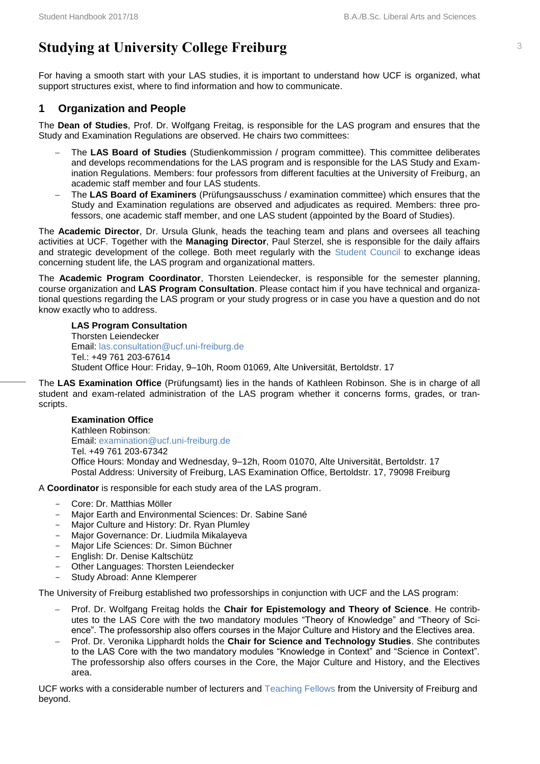# Studying at University College Freiburg

For having a smooth start with your LAS studies, it is important to understand how UCF is organized, what support structures exist, where to find information and how to communicate.

## 1 Organization and People

The **Dean of Studies**, Prof. Dr. Wolfgang Freitag, is responsible for the LAS program and ensures that the Study and Examination Regulations are observed. He chairs two committees:

- The **LAS Board of Studies** (Studienkommission / program committee). This committee deliberates and develops recommendations for the LAS program and is responsible for the LAS Study and Examination Regulations. Members: four professors from different faculties at the University of Freiburg, an academic staff member and four LAS students.
- The **LAS Board of Examiners** (Prüfungsausschuss / examination committee) which ensures that the Study and Examination regulations are observed and adjudicates as required. Members: three professors, one academic staff member, and one LAS student (appointed by the Board of Studies).

The **Academic Director**, Dr. Ursula Glunk, heads the teaching team and plans and oversees all teaching activities at UCF. Together with the **Managing Director**, Paul Sterzel, she is responsible for the daily affairs and strategic development of the college. Both meet regularly with the Student Council to exchange ideas concerning student life, the LAS program and organizational matters.

The **Academic Program Coordinator**, Thorsten Leiendecker, is responsible for the semester planning, course organization and **LAS Program Consultation**. Please contact him if you have technical and organizational questions regarding the LAS program or your study progress or in case you have a question and do not know exactly who to address.

**LAS Program Consultation**
Thorsten Leiendecker
Email: las.consultation@ucf.uni-freiburg.de
Tel.: +49 761 203-67614
Student Office Hour: Friday, 9–10h, Room 01069, Alte Universität, Bertoldstr. 17

The **LAS Examination Office** (Prüfungsamt) lies in the hands of Kathleen Robinson. She is in charge of all student and exam-related administration of the LAS program whether it concerns forms, grades, or transcripts.

**Examination Office**
Kathleen Robinson:
Email: examination@ucf.uni-freiburg.de
Tel. +49 761 203-67342
Office Hours: Monday and Wednesday, 9–12h, Room 01070, Alte Universität, Bertoldstr. 17
Postal Address: University of Freiburg, LAS Examination Office, Bertoldstr. 17, 79098 Freiburg

A **Coordinator** is responsible for each study area of the LAS program.

- Core: Dr. Matthias Möller
- Major Earth and Environmental Sciences: Dr. Sabine Sané
- Major Culture and History: Dr. Ryan Plumley
- Major Governance: Dr. Liudmila Mikalayeva
- Major Life Sciences: Dr. Simon Büchner
- English: Dr. Denise Kaltschütz
- Other Languages: Thorsten Leiendecker
- Study Abroad: Anne Klemperer

The University of Freiburg established two professorships in conjunction with UCF and the LAS program:

- Prof. Dr. Wolfgang Freitag holds the **Chair for Epistemology and Theory of Science**. He contributes to the LAS Core with the two mandatory modules "Theory of Knowledge" and "Theory of Science". The professorship also offers courses in the Major Culture and History and the Electives area.
- Prof. Dr. Veronika Lipphardt holds the **Chair for Science and Technology Studies**. She contributes to the LAS Core with the two mandatory modules "Knowledge in Context" and "Science in Context". The professorship also offers courses in the Core, the Major Culture and History, and the Electives area.

UCF works with a considerable number of lecturers and Teaching Fellows from the University of Freiburg and beyond.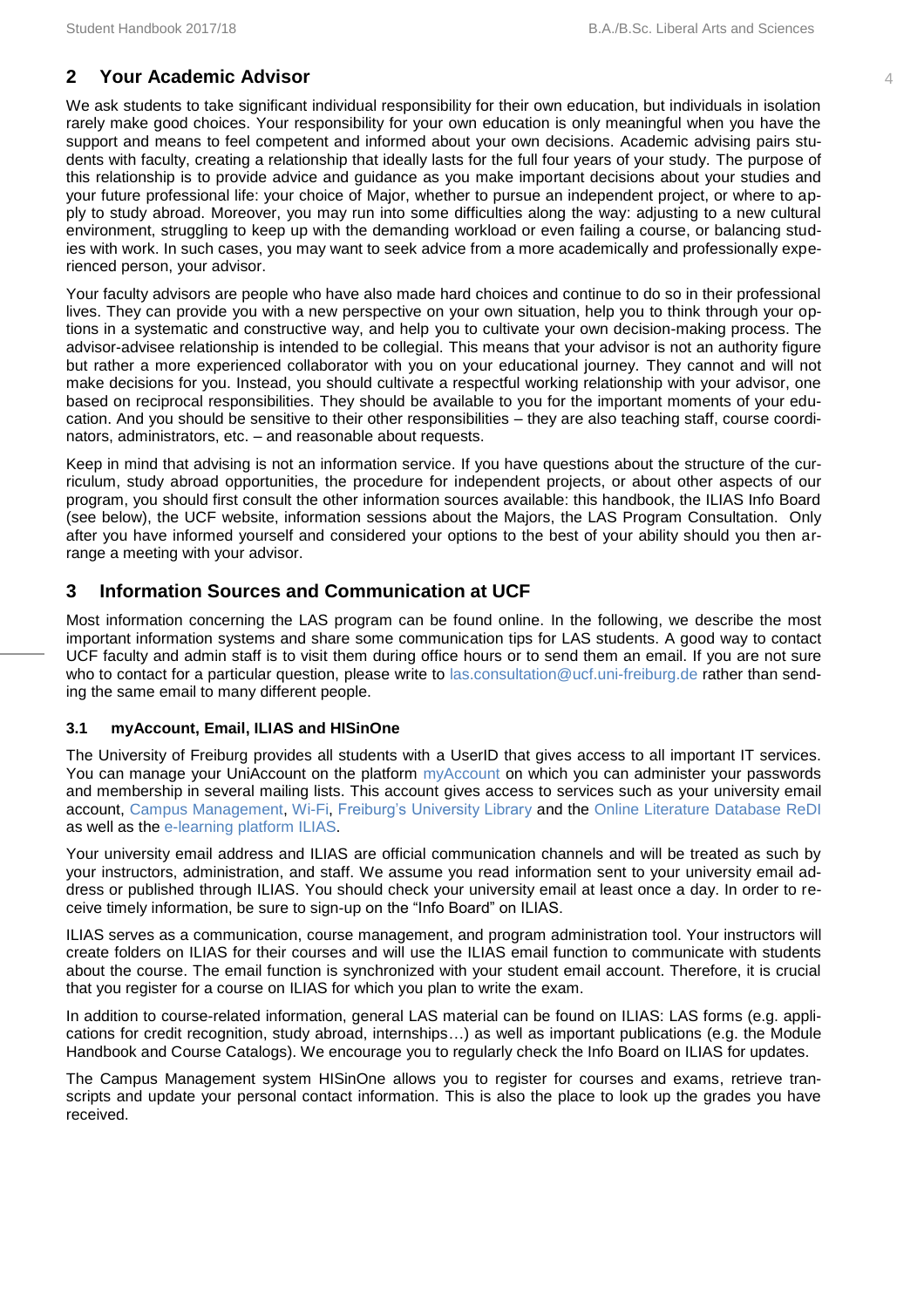## 2 Your Academic Advisor

We ask students to take significant individual responsibility for their own education, but individuals in isolation rarely make good choices. Your responsibility for your own education is only meaningful when you have the support and means to feel competent and informed about your own decisions. Academic advising pairs students with faculty, creating a relationship that ideally lasts for the full four years of your study. The purpose of this relationship is to provide advice and guidance as you make important decisions about your studies and your future professional life: your choice of Major, whether to pursue an independent project, or where to apply to study abroad. Moreover, you may run into some difficulties along the way: adjusting to a new cultural environment, struggling to keep up with the demanding workload or even failing a course, or balancing studies with work. In such cases, you may want to seek advice from a more academically and professionally experienced person, your advisor.

Your faculty advisors are people who have also made hard choices and continue to do so in their professional lives. They can provide you with a new perspective on your own situation, help you to think through your options in a systematic and constructive way, and help you to cultivate your own decision-making process. The advisor-advisee relationship is intended to be collegial. This means that your advisor is not an authority figure but rather a more experienced collaborator with you on your educational journey. They cannot and will not make decisions for you. Instead, you should cultivate a respectful working relationship with your advisor, one based on reciprocal responsibilities. They should be available to you for the important moments of your education. And you should be sensitive to their other responsibilities – they are also teaching staff, course coordinators, administrators, etc. – and reasonable about requests.

Keep in mind that advising is not an information service. If you have questions about the structure of the curriculum, study abroad opportunities, the procedure for independent projects, or about other aspects of our program, you should first consult the other information sources available: this handbook, the ILIAS Info Board (see below), the UCF website, information sessions about the Majors, the LAS Program Consultation. Only after you have informed yourself and considered your options to the best of your ability should you then arrange a meeting with your advisor.

## 3 Information Sources and Communication at UCF

Most information concerning the LAS program can be found online. In the following, we describe the most important information systems and share some communication tips for LAS students. A good way to contact UCF faculty and admin staff is to visit them during office hours or to send them an email. If you are not sure who to contact for a particular question, please write to las.consultation@ucf.uni-freiburg.de rather than sending the same email to many different people.

### 3.1 myAccount, Email, ILIAS and HISinOne

The University of Freiburg provides all students with a UserID that gives access to all important IT services. You can manage your UniAccount on the platform myAccount on which you can administer your passwords and membership in several mailing lists. This account gives access to services such as your university email account, Campus Management, Wi-Fi, Freiburg's University Library and the Online Literature Database ReDI as well as the e-learning platform ILIAS.

Your university email address and ILIAS are official communication channels and will be treated as such by your instructors, administration, and staff. We assume you read information sent to your university email address or published through ILIAS. You should check your university email at least once a day. In order to receive timely information, be sure to sign-up on the "Info Board" on ILIAS.

ILIAS serves as a communication, course management, and program administration tool. Your instructors will create folders on ILIAS for their courses and will use the ILIAS email function to communicate with students about the course. The email function is synchronized with your student email account. Therefore, it is crucial that you register for a course on ILIAS for which you plan to write the exam.

In addition to course-related information, general LAS material can be found on ILIAS: LAS forms (e.g. applications for credit recognition, study abroad, internships…) as well as important publications (e.g. the Module Handbook and Course Catalogs). We encourage you to regularly check the Info Board on ILIAS for updates.

The Campus Management system HISinOne allows you to register for courses and exams, retrieve transcripts and update your personal contact information. This is also the place to look up the grades you have received.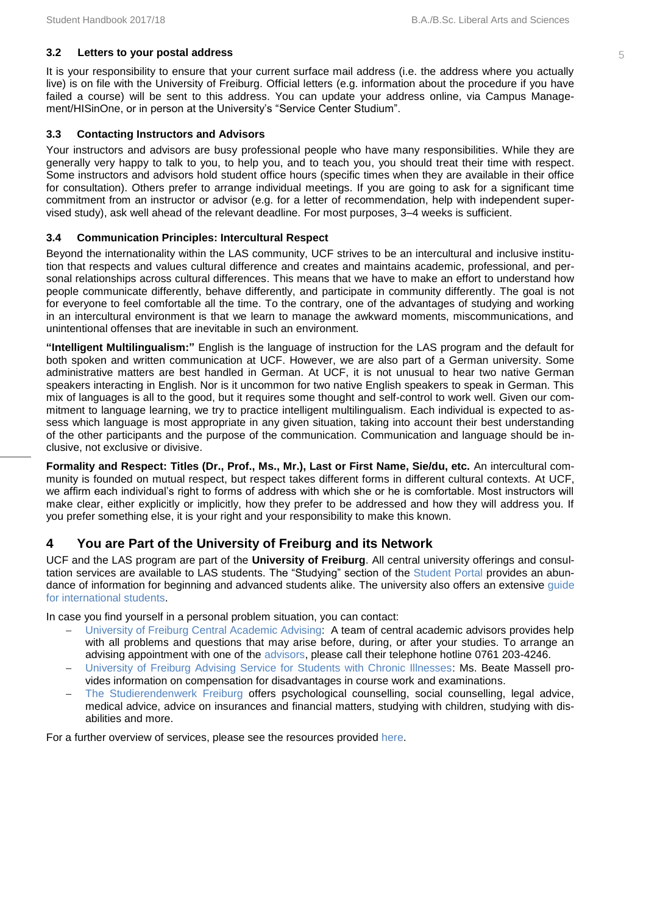### 3.2 Letters to your postal address

It is your responsibility to ensure that your current surface mail address (i.e. the address where you actually live) is on file with the University of Freiburg. Official letters (e.g. information about the procedure if you have failed a course) will be sent to this address. You can update your address online, via Campus Management/HISinOne, or in person at the University's "Service Center Studium".

### 3.3 Contacting Instructors and Advisors

Your instructors and advisors are busy professional people who have many responsibilities. While they are generally very happy to talk to you, to help you, and to teach you, you should treat their time with respect. Some instructors and advisors hold student office hours (specific times when they are available in their office for consultation). Others prefer to arrange individual meetings. If you are going to ask for a significant time commitment from an instructor or advisor (e.g. for a letter of recommendation, help with independent supervised study), ask well ahead of the relevant deadline. For most purposes, 3–4 weeks is sufficient.

### 3.4 Communication Principles: Intercultural Respect

Beyond the internationality within the LAS community, UCF strives to be an intercultural and inclusive institution that respects and values cultural difference and creates and maintains academic, professional, and personal relationships across cultural differences. This means that we have to make an effort to understand how people communicate differently, behave differently, and participate in community differently. The goal is not for everyone to feel comfortable all the time. To the contrary, one of the advantages of studying and working in an intercultural environment is that we learn to manage the awkward moments, miscommunications, and unintentional offenses that are inevitable in such an environment.

**"Intelligent Multilingualism:"** English is the language of instruction for the LAS program and the default for both spoken and written communication at UCF. However, we are also part of a German university. Some administrative matters are best handled in German. At UCF, it is not unusual to hear two native German speakers interacting in English. Nor is it uncommon for two native English speakers to speak in German. This mix of languages is all to the good, but it requires some thought and self-control to work well. Given our commitment to language learning, we try to practice intelligent multilingualism. Each individual is expected to assess which language is most appropriate in any given situation, taking into account their best understanding of the other participants and the purpose of the communication. Communication and language should be inclusive, not exclusive or divisive.

**Formality and Respect: Titles (Dr., Prof., Ms., Mr.), Last or First Name, Sie/du, etc.** An intercultural community is founded on mutual respect, but respect takes different forms in different cultural contexts. At UCF, we affirm each individual's right to forms of address with which she or he is comfortable. Most instructors will make clear, either explicitly or implicitly, how they prefer to be addressed and how they will address you. If you prefer something else, it is your right and your responsibility to make this known.

## 4 You are Part of the University of Freiburg and its Network

UCF and the LAS program are part of the **University of Freiburg**. All central university offerings and consultation services are available to LAS students. The "Studying" section of the Student Portal provides an abundance of information for beginning and advanced students alike. The university also offers an extensive guide for international students.

In case you find yourself in a personal problem situation, you can contact:

- University of Freiburg Central Academic Advising: A team of central academic advisors provides help with all problems and questions that may arise before, during, or after your studies. To arrange an advising appointment with one of the advisors, please call their telephone hotline 0761 203-4246.
- University of Freiburg Advising Service for Students with Chronic Illnesses: Ms. Beate Massell provides information on compensation for disadvantages in course work and examinations.
- The Studierendenwerk Freiburg offers psychological counselling, social counselling, legal advice, medical advice, advice on insurances and financial matters, studying with children, studying with disabilities and more.

For a further overview of services, please see the resources provided here.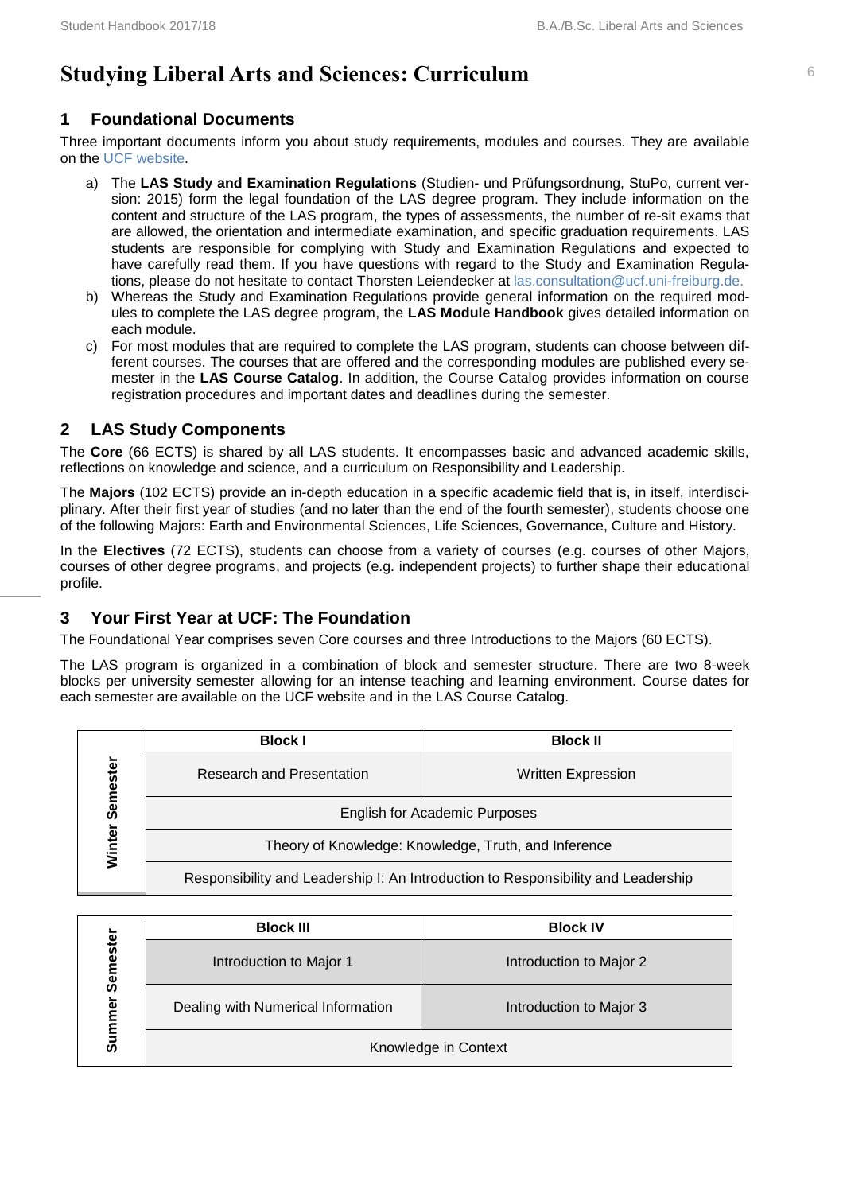# Studying Liberal Arts and Sciences: Curriculum

## 1 Foundational Documents

Three important documents inform you about study requirements, modules and courses. They are available on the UCF website.

a) The **LAS Study and Examination Regulations** (Studien- und Prüfungsordnung, StuPo, current version: 2015) form the legal foundation of the LAS degree program. They include information on the content and structure of the LAS program, the types of assessments, the number of re-sit exams that are allowed, the orientation and intermediate examination, and specific graduation requirements. LAS students are responsible for complying with Study and Examination Regulations and expected to have carefully read them. If you have questions with regard to the Study and Examination Regulations, please do not hesitate to contact Thorsten Leiendecker at las.consultation@ucf.uni-freiburg.de.

b) Whereas the Study and Examination Regulations provide general information on the required modules to complete the LAS degree program, the **LAS Module Handbook** gives detailed information on each module.

c) For most modules that are required to complete the LAS program, students can choose between different courses. The courses that are offered and the corresponding modules are published every semester in the **LAS Course Catalog**. In addition, the Course Catalog provides information on course registration procedures and important dates and deadlines during the semester.

## 2 LAS Study Components

The **Core** (66 ECTS) is shared by all LAS students. It encompasses basic and advanced academic skills, reflections on knowledge and science, and a curriculum on Responsibility and Leadership.

The **Majors** (102 ECTS) provide an in-depth education in a specific academic field that is, in itself, interdisciplinary. After their first year of studies (and no later than the end of the fourth semester), students choose one of the following Majors: Earth and Environmental Sciences, Life Sciences, Governance, Culture and History.

In the **Electives** (72 ECTS), students can choose from a variety of courses (e.g. courses of other Majors, courses of other degree programs, and projects (e.g. independent projects) to further shape their educational profile.

## 3 Your First Year at UCF: The Foundation

The Foundational Year comprises seven Core courses and three Introductions to the Majors (60 ECTS).

The LAS program is organized in a combination of block and semester structure. There are two 8-week blocks per university semester allowing for an intense teaching and learning environment. Course dates for each semester are available on the UCF website and in the LAS Course Catalog.

| | Block I | Block II |
|---|---|---|
| **Winter Semester** | Research and Presentation | Written Expression |
| | English for Academic Purposes | |
| | Theory of Knowledge: Knowledge, Truth, and Inference | |
| | Responsibility and Leadership I: An Introduction to Responsibility and Leadership | |

| | Block III | Block IV |
|---|---|---|
| **Summer Semester** | Introduction to Major 1 | Introduction to Major 2 |
| | Dealing with Numerical Information | Introduction to Major 3 |
| | Knowledge in Context | |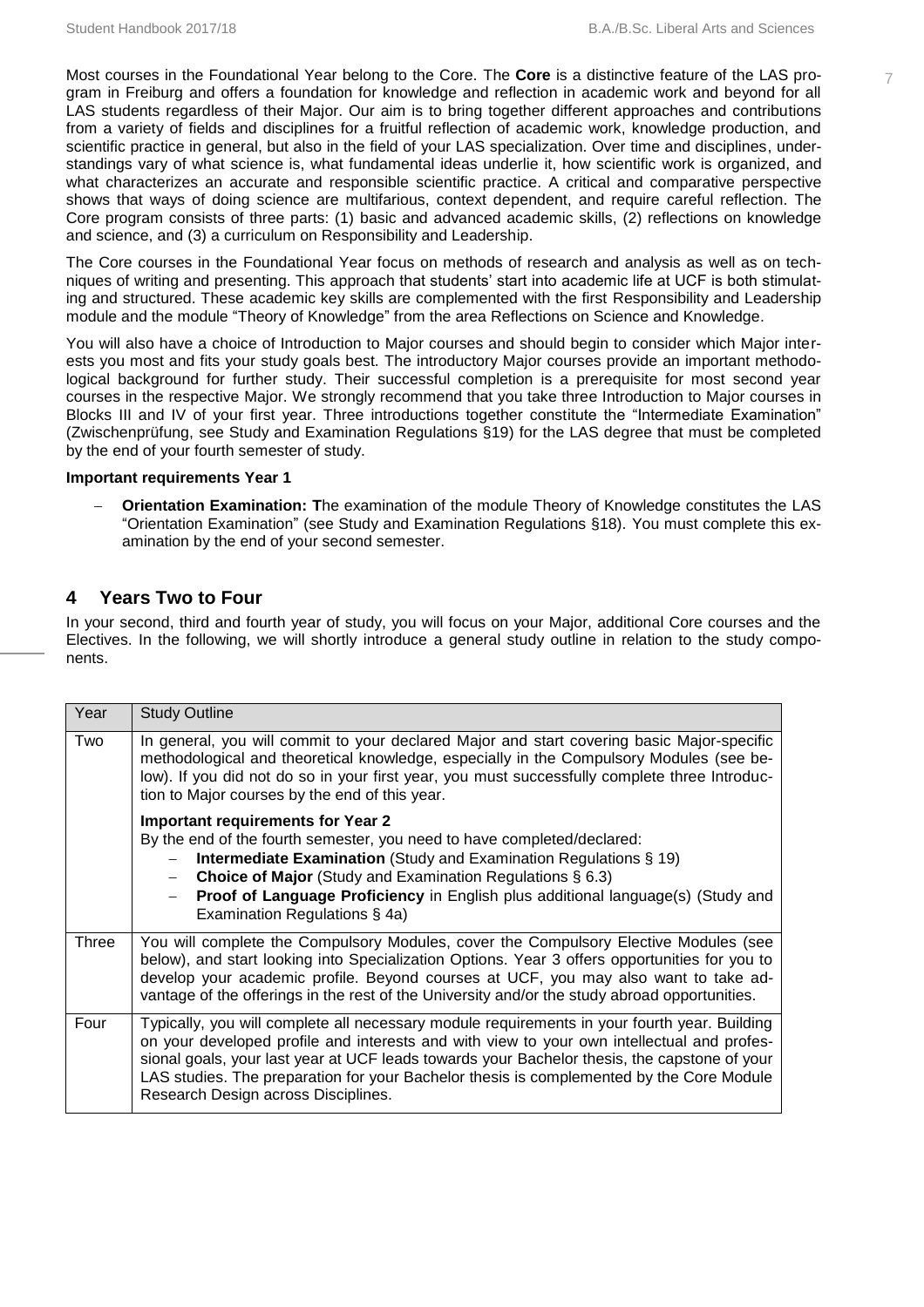Most courses in the Foundational Year belong to the Core. The **Core** is a distinctive feature of the LAS program in Freiburg and offers a foundation for knowledge and reflection in academic work and beyond for all LAS students regardless of their Major. Our aim is to bring together different approaches and contributions from a variety of fields and disciplines for a fruitful reflection of academic work, knowledge production, and scientific practice in general, but also in the field of your LAS specialization. Over time and disciplines, understandings vary of what science is, what fundamental ideas underlie it, how scientific work is organized, and what characterizes an accurate and responsible scientific practice. A critical and comparative perspective shows that ways of doing science are multifarious, context dependent, and require careful reflection. The Core program consists of three parts: (1) basic and advanced academic skills, (2) reflections on knowledge and science, and (3) a curriculum on Responsibility and Leadership.

The Core courses in the Foundational Year focus on methods of research and analysis as well as on techniques of writing and presenting. This approach that students' start into academic life at UCF is both stimulating and structured. These academic key skills are complemented with the first Responsibility and Leadership module and the module "Theory of Knowledge" from the area Reflections on Science and Knowledge.

You will also have a choice of Introduction to Major courses and should begin to consider which Major interests you most and fits your study goals best. The introductory Major courses provide an important methodological background for further study. Their successful completion is a prerequisite for most second year courses in the respective Major. We strongly recommend that you take three Introduction to Major courses in Blocks III and IV of your first year. Three introductions together constitute the "Intermediate Examination" (Zwischenprüfung, see Study and Examination Regulations §19) for the LAS degree that must be completed by the end of your fourth semester of study.

**Important requirements Year 1**

- **Orientation Examination: T**he examination of the module Theory of Knowledge constitutes the LAS "Orientation Examination" (see Study and Examination Regulations §18). You must complete this examination by the end of your second semester.

## 4 Years Two to Four

In your second, third and fourth year of study, you will focus on your Major, additional Core courses and the Electives. In the following, we will shortly introduce a general study outline in relation to the study components.

| Year | Study Outline |
|---|---|
| Two | In general, you will commit to your declared Major and start covering basic Major-specific methodological and theoretical knowledge, especially in the Compulsory Modules (see below). If you did not do so in your first year, you must successfully complete three Introduction to Major courses by the end of this year.<br><br>**Important requirements for Year 2**<br>By the end of the fourth semester, you need to have completed/declared:<br>– **Intermediate Examination** (Study and Examination Regulations § 19)<br>– **Choice of Major** (Study and Examination Regulations § 6.3)<br>– **Proof of Language Proficiency** in English plus additional language(s) (Study and Examination Regulations § 4a) |
| Three | You will complete the Compulsory Modules, cover the Compulsory Elective Modules (see below), and start looking into Specialization Options. Year 3 offers opportunities for you to develop your academic profile. Beyond courses at UCF, you may also want to take advantage of the offerings in the rest of the University and/or the study abroad opportunities. |
| Four | Typically, you will complete all necessary module requirements in your fourth year. Building on your developed profile and interests and with view to your own intellectual and professional goals, your last year at UCF leads towards your Bachelor thesis, the capstone of your LAS studies. The preparation for your Bachelor thesis is complemented by the Core Module Research Design across Disciplines. |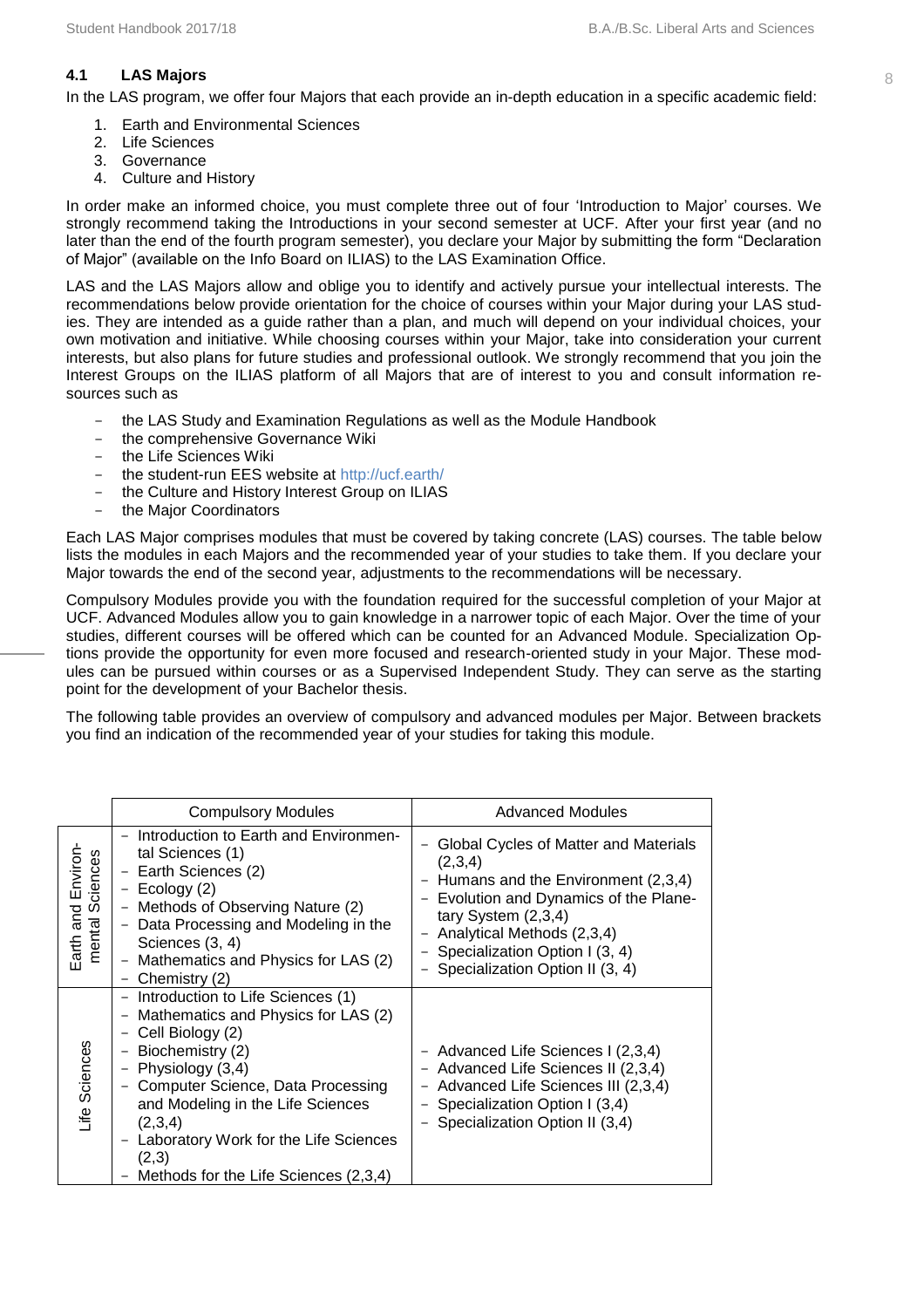### 4.1 LAS Majors

In the LAS program, we offer four Majors that each provide an in-depth education in a specific academic field:

1. Earth and Environmental Sciences
2. Life Sciences
3. Governance
4. Culture and History

In order make an informed choice, you must complete three out of four 'Introduction to Major' courses. We strongly recommend taking the Introductions in your second semester at UCF. After your first year (and no later than the end of the fourth program semester), you declare your Major by submitting the form "Declaration of Major" (available on the Info Board on ILIAS) to the LAS Examination Office.

LAS and the LAS Majors allow and oblige you to identify and actively pursue your intellectual interests. The recommendations below provide orientation for the choice of courses within your Major during your LAS studies. They are intended as a guide rather than a plan, and much will depend on your individual choices, your own motivation and initiative. While choosing courses within your Major, take into consideration your current interests, but also plans for future studies and professional outlook. We strongly recommend that you join the Interest Groups on the ILIAS platform of all Majors that are of interest to you and consult information resources such as

- the LAS Study and Examination Regulations as well as the Module Handbook
- the comprehensive Governance Wiki
- the Life Sciences Wiki
- the student-run EES website at http://ucf.earth/
- the Culture and History Interest Group on ILIAS
- the Major Coordinators

Each LAS Major comprises modules that must be covered by taking concrete (LAS) courses. The table below lists the modules in each Majors and the recommended year of your studies to take them. If you declare your Major towards the end of the second year, adjustments to the recommendations will be necessary.

Compulsory Modules provide you with the foundation required for the successful completion of your Major at UCF. Advanced Modules allow you to gain knowledge in a narrower topic of each Major. Over the time of your studies, different courses will be offered which can be counted for an Advanced Module. Specialization Options provide the opportunity for even more focused and research-oriented study in your Major. These modules can be pursued within courses or as a Supervised Independent Study. They can serve as the starting point for the development of your Bachelor thesis.

The following table provides an overview of compulsory and advanced modules per Major. Between brackets you find an indication of the recommended year of your studies for taking this module.

| | Compulsory Modules | Advanced Modules |
|---|---|---|
| Earth and Environmental Sciences | – Introduction to Earth and Environmental Sciences (1)<br>– Earth Sciences (2)<br>– Ecology (2)<br>– Methods of Observing Nature (2)<br>– Data Processing and Modeling in the Sciences (3, 4)<br>– Mathematics and Physics for LAS (2)<br>– Chemistry (2) | – Global Cycles of Matter and Materials (2,3,4)<br>– Humans and the Environment (2,3,4)<br>– Evolution and Dynamics of the Planetary System (2,3,4)<br>– Analytical Methods (2,3,4)<br>– Specialization Option I (3, 4)<br>– Specialization Option II (3, 4) |
| Life Sciences | – Introduction to Life Sciences (1)<br>– Mathematics and Physics for LAS (2)<br>– Cell Biology (2)<br>– Biochemistry (2)<br>– Physiology (3,4)<br>– Computer Science, Data Processing and Modeling in the Life Sciences (2,3,4)<br>– Laboratory Work for the Life Sciences (2,3)<br>– Methods for the Life Sciences (2,3,4) | – Advanced Life Sciences I (2,3,4)<br>– Advanced Life Sciences II (2,3,4)<br>– Advanced Life Sciences III (2,3,4)<br>– Specialization Option I (3,4)<br>– Specialization Option II (3,4) |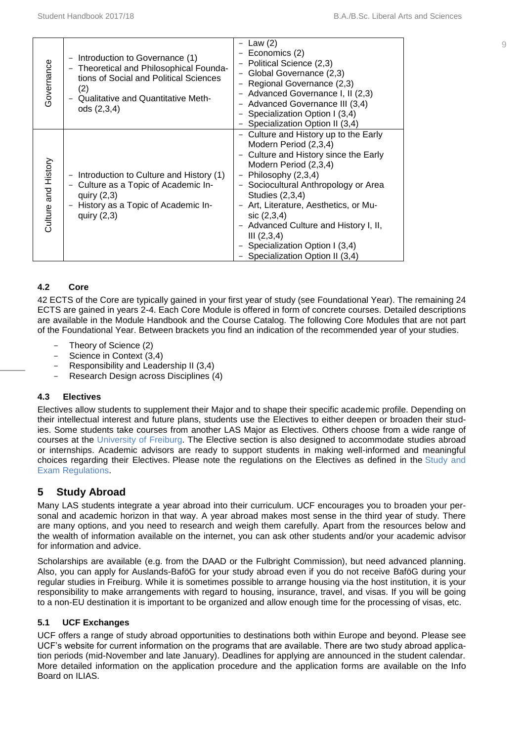| | | |
|---|---|---|
| Governance | - Introduction to Governance (1)<br>- Theoretical and Philosophical Foundations of Social and Political Sciences (2)<br>- Qualitative and Quantitative Methods (2,3,4) | - Law (2)<br>- Economics (2)<br>- Political Science (2,3)<br>- Global Governance (2,3)<br>- Regional Governance (2,3)<br>- Advanced Governance I, II (2,3)<br>- Advanced Governance III (3,4)<br>- Specialization Option I (3,4)<br>- Specialization Option II (3,4) |
| Culture and History | - Introduction to Culture and History (1)<br>- Culture as a Topic of Academic Inquiry (2,3)<br>- History as a Topic of Academic Inquiry (2,3) | - Culture and History up to the Early Modern Period (2,3,4)<br>- Culture and History since the Early Modern Period (2,3,4)<br>- Philosophy (2,3,4)<br>- Sociocultural Anthropology or Area Studies (2,3,4)<br>- Art, Literature, Aesthetics, or Music (2,3,4)<br>- Advanced Culture and History I, II, III (2,3,4)<br>- Specialization Option I (3,4)<br>- Specialization Option II (3,4) |

### 4.2 Core

42 ECTS of the Core are typically gained in your first year of study (see Foundational Year). The remaining 24 ECTS are gained in years 2-4. Each Core Module is offered in form of concrete courses. Detailed descriptions are available in the Module Handbook and the Course Catalog. The following Core Modules that are not part of the Foundational Year. Between brackets you find an indication of the recommended year of your studies.

- Theory of Science (2)
- Science in Context (3,4)
- Responsibility and Leadership II (3,4)
- Research Design across Disciplines (4)

### 4.3 Electives

Electives allow students to supplement their Major and to shape their specific academic profile. Depending on their intellectual interest and future plans, students use the Electives to either deepen or broaden their studies. Some students take courses from another LAS Major as Electives. Others choose from a wide range of courses at the University of Freiburg. The Elective section is also designed to accommodate studies abroad or internships. Academic advisors are ready to support students in making well-informed and meaningful choices regarding their Electives. Please note the regulations on the Electives as defined in the Study and Exam Regulations.

## 5 Study Abroad

Many LAS students integrate a year abroad into their curriculum. UCF encourages you to broaden your personal and academic horizon in that way. A year abroad makes most sense in the third year of study. There are many options, and you need to research and weigh them carefully. Apart from the resources below and the wealth of information available on the internet, you can ask other students and/or your academic advisor for information and advice.

Scholarships are available (e.g. from the DAAD or the Fulbright Commission), but need advanced planning. Also, you can apply for Auslands-BaföG for your study abroad even if you do not receive BaföG during your regular studies in Freiburg. While it is sometimes possible to arrange housing via the host institution, it is your responsibility to make arrangements with regard to housing, insurance, travel, and visas. If you will be going to a non-EU destination it is important to be organized and allow enough time for the processing of visas, etc.

### 5.1 UCF Exchanges

UCF offers a range of study abroad opportunities to destinations both within Europe and beyond. Please see UCF's website for current information on the programs that are available. There are two study abroad application periods (mid-November and late January). Deadlines for applying are announced in the student calendar. More detailed information on the application procedure and the application forms are available on the Info Board on ILIAS.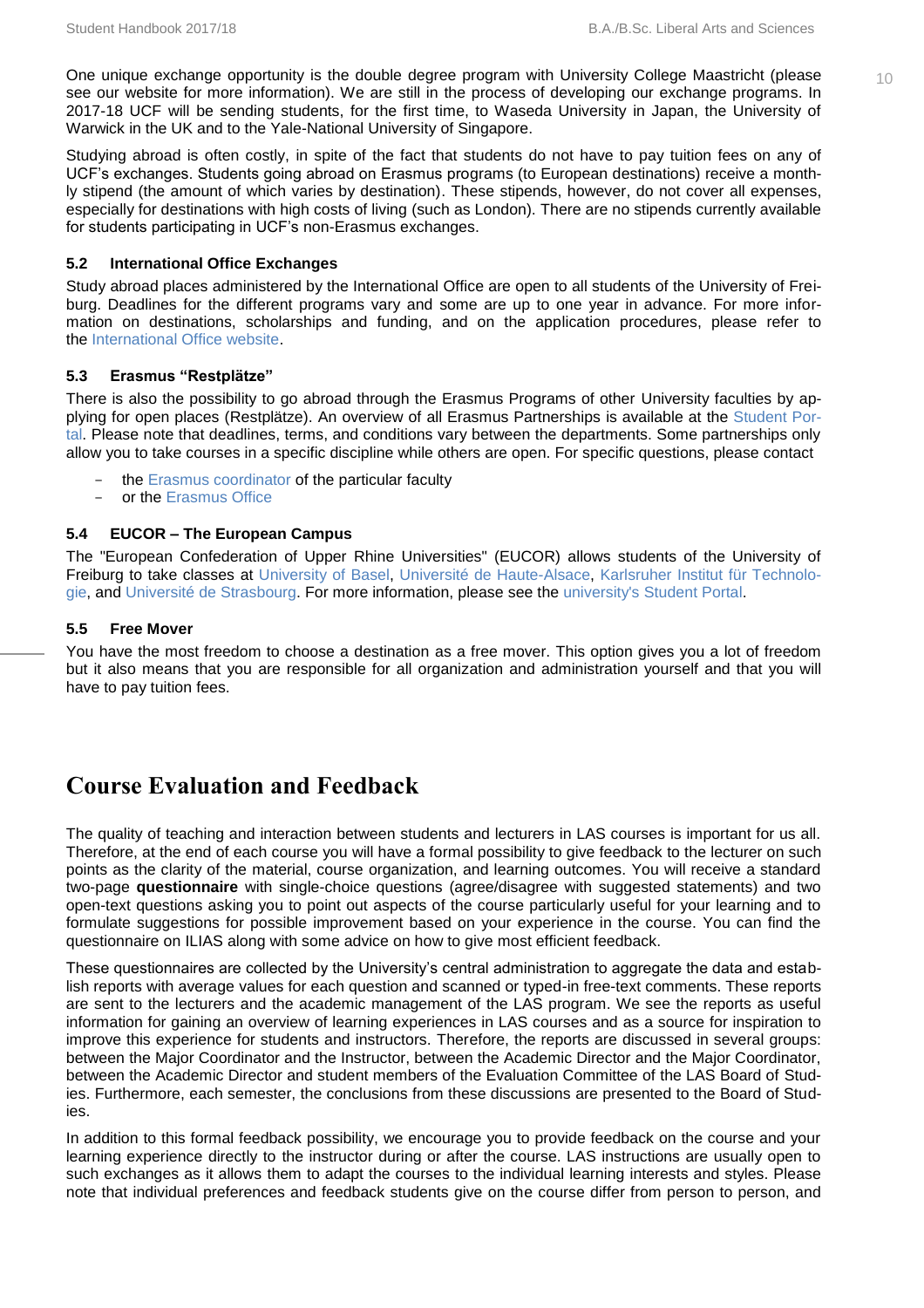One unique exchange opportunity is the double degree program with University College Maastricht (please see our website for more information). We are still in the process of developing our exchange programs. In 2017-18 UCF will be sending students, for the first time, to Waseda University in Japan, the University of Warwick in the UK and to the Yale-National University of Singapore.

Studying abroad is often costly, in spite of the fact that students do not have to pay tuition fees on any of UCF's exchanges. Students going abroad on Erasmus programs (to European destinations) receive a monthly stipend (the amount of which varies by destination). These stipends, however, do not cover all expenses, especially for destinations with high costs of living (such as London). There are no stipends currently available for students participating in UCF's non-Erasmus exchanges.

### 5.2 International Office Exchanges

Study abroad places administered by the International Office are open to all students of the University of Freiburg. Deadlines for the different programs vary and some are up to one year in advance. For more information on destinations, scholarships and funding, and on the application procedures, please refer to the International Office website.

### 5.3 Erasmus "Restplätze"

There is also the possibility to go abroad through the Erasmus Programs of other University faculties by applying for open places (Restplätze). An overview of all Erasmus Partnerships is available at the Student Portal. Please note that deadlines, terms, and conditions vary between the departments. Some partnerships only allow you to take courses in a specific discipline while others are open. For specific questions, please contact

- the Erasmus coordinator of the particular faculty
- or the Erasmus Office

### 5.4 EUCOR – The European Campus

The "European Confederation of Upper Rhine Universities" (EUCOR) allows students of the University of Freiburg to take classes at University of Basel, Université de Haute-Alsace, Karlsruher Institut für Technologie, and Université de Strasbourg. For more information, please see the university's Student Portal.

### 5.5 Free Mover

You have the most freedom to choose a destination as a free mover. This option gives you a lot of freedom but it also means that you are responsible for all organization and administration yourself and that you will have to pay tuition fees.

# Course Evaluation and Feedback

The quality of teaching and interaction between students and lecturers in LAS courses is important for us all. Therefore, at the end of each course you will have a formal possibility to give feedback to the lecturer on such points as the clarity of the material, course organization, and learning outcomes. You will receive a standard two-page **questionnaire** with single-choice questions (agree/disagree with suggested statements) and two open-text questions asking you to point out aspects of the course particularly useful for your learning and to formulate suggestions for possible improvement based on your experience in the course. You can find the questionnaire on ILIAS along with some advice on how to give most efficient feedback.

These questionnaires are collected by the University's central administration to aggregate the data and establish reports with average values for each question and scanned or typed-in free-text comments. These reports are sent to the lecturers and the academic management of the LAS program. We see the reports as useful information for gaining an overview of learning experiences in LAS courses and as a source for inspiration to improve this experience for students and instructors. Therefore, the reports are discussed in several groups: between the Major Coordinator and the Instructor, between the Academic Director and the Major Coordinator, between the Academic Director and student members of the Evaluation Committee of the LAS Board of Studies. Furthermore, each semester, the conclusions from these discussions are presented to the Board of Studies.

In addition to this formal feedback possibility, we encourage you to provide feedback on the course and your learning experience directly to the instructor during or after the course. LAS instructions are usually open to such exchanges as it allows them to adapt the courses to the individual learning interests and styles. Please note that individual preferences and feedback students give on the course differ from person to person, and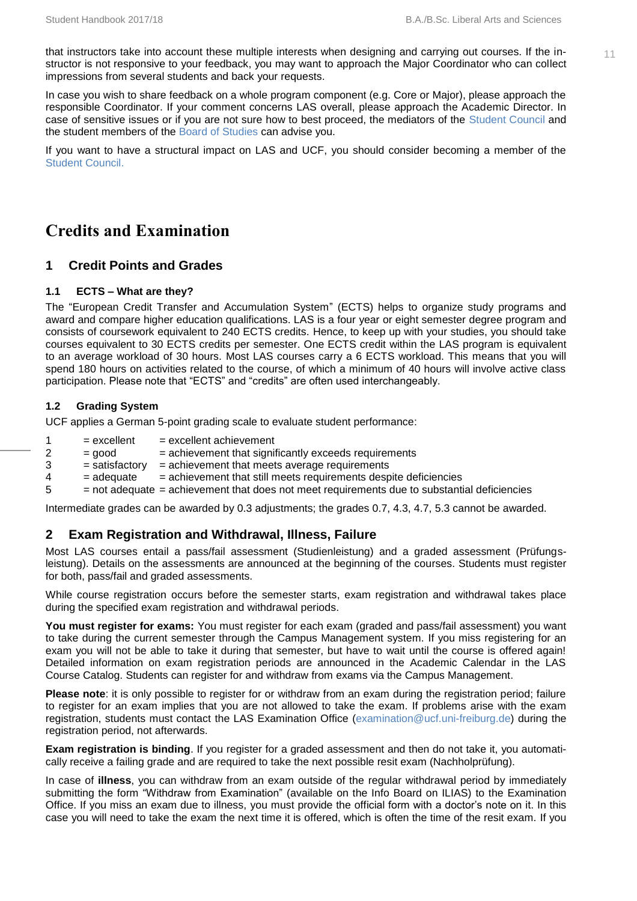that instructors take into account these multiple interests when designing and carrying out courses. If the instructor is not responsive to your feedback, you may want to approach the Major Coordinator who can collect impressions from several students and back your requests.

In case you wish to share feedback on a whole program component (e.g. Core or Major), please approach the responsible Coordinator. If your comment concerns LAS overall, please approach the Academic Director. In case of sensitive issues or if you are not sure how to best proceed, the mediators of the Student Council and the student members of the Board of Studies can advise you.

If you want to have a structural impact on LAS and UCF, you should consider becoming a member of the Student Council.

# Credits and Examination

## 1 Credit Points and Grades

### 1.1 ECTS – What are they?

The "European Credit Transfer and Accumulation System" (ECTS) helps to organize study programs and award and compare higher education qualifications. LAS is a four year or eight semester degree program and consists of coursework equivalent to 240 ECTS credits. Hence, to keep up with your studies, you should take courses equivalent to 30 ECTS credits per semester. One ECTS credit within the LAS program is equivalent to an average workload of 30 hours. Most LAS courses carry a 6 ECTS workload. This means that you will spend 180 hours on activities related to the course, of which a minimum of 40 hours will involve active class participation. Please note that "ECTS" and "credits" are often used interchangeably.

### 1.2 Grading System

UCF applies a German 5-point grading scale to evaluate student performance:

1 = excellent = excellent achievement
2 = good = achievement that significantly exceeds requirements
3 = satisfactory = achievement that meets average requirements
4 = adequate = achievement that still meets requirements despite deficiencies
5 = not adequate = achievement that does not meet requirements due to substantial deficiencies

Intermediate grades can be awarded by 0.3 adjustments; the grades 0.7, 4.3, 4.7, 5.3 cannot be awarded.

## 2 Exam Registration and Withdrawal, Illness, Failure

Most LAS courses entail a pass/fail assessment (Studienleistung) and a graded assessment (Prüfungsleistung). Details on the assessments are announced at the beginning of the courses. Students must register for both, pass/fail and graded assessments.

While course registration occurs before the semester starts, exam registration and withdrawal takes place during the specified exam registration and withdrawal periods.

**You must register for exams:** You must register for each exam (graded and pass/fail assessment) you want to take during the current semester through the Campus Management system. If you miss registering for an exam you will not be able to take it during that semester, but have to wait until the course is offered again! Detailed information on exam registration periods are announced in the Academic Calendar in the LAS Course Catalog. Students can register for and withdraw from exams via the Campus Management.

**Please note**: it is only possible to register for or withdraw from an exam during the registration period; failure to register for an exam implies that you are not allowed to take the exam. If problems arise with the exam registration, students must contact the LAS Examination Office (examination@ucf.uni-freiburg.de) during the registration period, not afterwards.

**Exam registration is binding**. If you register for a graded assessment and then do not take it, you automatically receive a failing grade and are required to take the next possible resit exam (Nachholprüfung).

In case of **illness**, you can withdraw from an exam outside of the regular withdrawal period by immediately submitting the form "Withdraw from Examination" (available on the Info Board on ILIAS) to the Examination Office. If you miss an exam due to illness, you must provide the official form with a doctor's note on it. In this case you will need to take the exam the next time it is offered, which is often the time of the resit exam. If you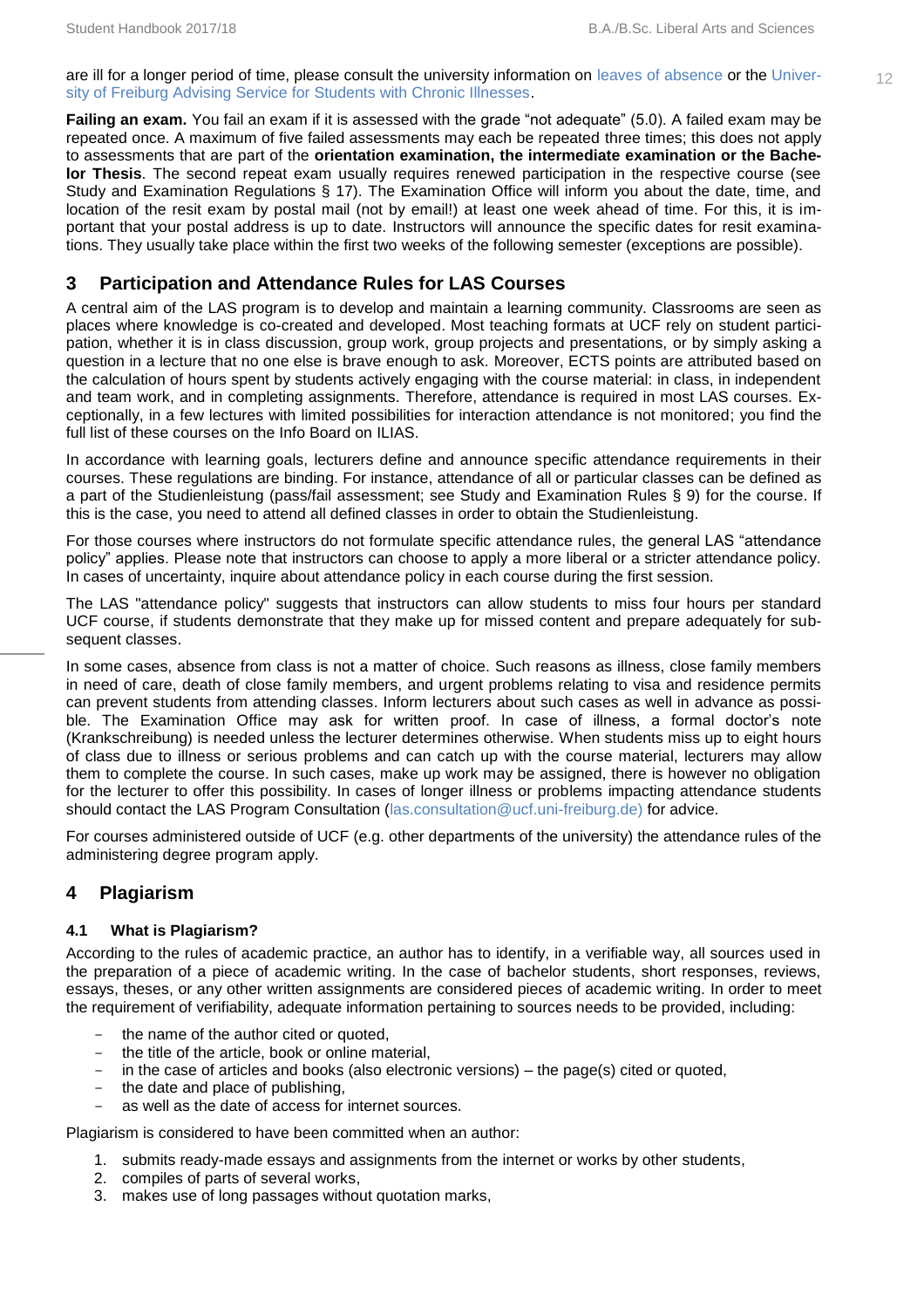are ill for a longer period of time, please consult the university information on leaves of absence or the University of Freiburg Advising Service for Students with Chronic Illnesses.

**Failing an exam.** You fail an exam if it is assessed with the grade "not adequate" (5.0). A failed exam may be repeated once. A maximum of five failed assessments may each be repeated three times; this does not apply to assessments that are part of the **orientation examination, the intermediate examination or the Bachelor Thesis**. The second repeat exam usually requires renewed participation in the respective course (see Study and Examination Regulations § 17). The Examination Office will inform you about the date, time, and location of the resit exam by postal mail (not by email!) at least one week ahead of time. For this, it is important that your postal address is up to date. Instructors will announce the specific dates for resit examinations. They usually take place within the first two weeks of the following semester (exceptions are possible).

## 3 Participation and Attendance Rules for LAS Courses

A central aim of the LAS program is to develop and maintain a learning community. Classrooms are seen as places where knowledge is co-created and developed. Most teaching formats at UCF rely on student participation, whether it is in class discussion, group work, group projects and presentations, or by simply asking a question in a lecture that no one else is brave enough to ask. Moreover, ECTS points are attributed based on the calculation of hours spent by students actively engaging with the course material: in class, in independent and team work, and in completing assignments. Therefore, attendance is required in most LAS courses. Exceptionally, in a few lectures with limited possibilities for interaction attendance is not monitored; you find the full list of these courses on the Info Board on ILIAS.

In accordance with learning goals, lecturers define and announce specific attendance requirements in their courses. These regulations are binding. For instance, attendance of all or particular classes can be defined as a part of the Studienleistung (pass/fail assessment; see Study and Examination Rules § 9) for the course. If this is the case, you need to attend all defined classes in order to obtain the Studienleistung.

For those courses where instructors do not formulate specific attendance rules, the general LAS "attendance policy" applies. Please note that instructors can choose to apply a more liberal or a stricter attendance policy. In cases of uncertainty, inquire about attendance policy in each course during the first session.

The LAS "attendance policy" suggests that instructors can allow students to miss four hours per standard UCF course, if students demonstrate that they make up for missed content and prepare adequately for subsequent classes.

In some cases, absence from class is not a matter of choice. Such reasons as illness, close family members in need of care, death of close family members, and urgent problems relating to visa and residence permits can prevent students from attending classes. Inform lecturers about such cases as well in advance as possible. The Examination Office may ask for written proof. In case of illness, a formal doctor's note (Krankschreibung) is needed unless the lecturer determines otherwise. When students miss up to eight hours of class due to illness or serious problems and can catch up with the course material, lecturers may allow them to complete the course. In such cases, make up work may be assigned, there is however no obligation for the lecturer to offer this possibility. In cases of longer illness or problems impacting attendance students should contact the LAS Program Consultation (las.consultation@ucf.uni-freiburg.de) for advice.

For courses administered outside of UCF (e.g. other departments of the university) the attendance rules of the administering degree program apply.

## 4 Plagiarism

### 4.1 What is Plagiarism?

According to the rules of academic practice, an author has to identify, in a verifiable way, all sources used in the preparation of a piece of academic writing. In the case of bachelor students, short responses, reviews, essays, theses, or any other written assignments are considered pieces of academic writing. In order to meet the requirement of verifiability, adequate information pertaining to sources needs to be provided, including:

- the name of the author cited or quoted,
- the title of the article, book or online material,
- in the case of articles and books (also electronic versions) – the page(s) cited or quoted,
- the date and place of publishing,
- as well as the date of access for internet sources.

Plagiarism is considered to have been committed when an author:

1. submits ready-made essays and assignments from the internet or works by other students,
2. compiles of parts of several works,
3. makes use of long passages without quotation marks,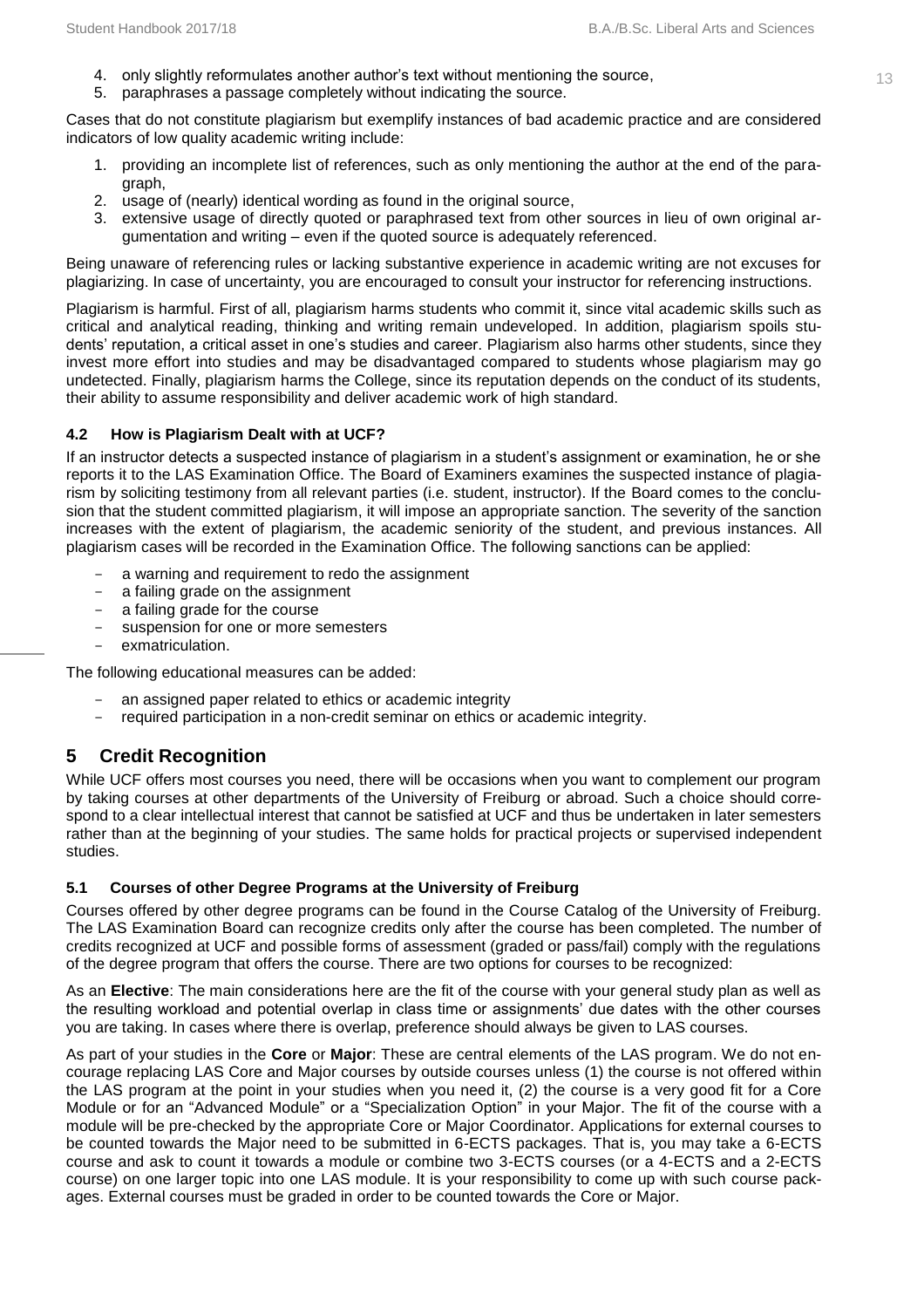4. only slightly reformulates another author's text without mentioning the source,
5. paraphrases a passage completely without indicating the source.

Cases that do not constitute plagiarism but exemplify instances of bad academic practice and are considered indicators of low quality academic writing include:

1. providing an incomplete list of references, such as only mentioning the author at the end of the paragraph,
2. usage of (nearly) identical wording as found in the original source,
3. extensive usage of directly quoted or paraphrased text from other sources in lieu of own original argumentation and writing – even if the quoted source is adequately referenced.

Being unaware of referencing rules or lacking substantive experience in academic writing are not excuses for plagiarizing. In case of uncertainty, you are encouraged to consult your instructor for referencing instructions.

Plagiarism is harmful. First of all, plagiarism harms students who commit it, since vital academic skills such as critical and analytical reading, thinking and writing remain undeveloped. In addition, plagiarism spoils students' reputation, a critical asset in one's studies and career. Plagiarism also harms other students, since they invest more effort into studies and may be disadvantaged compared to students whose plagiarism may go undetected. Finally, plagiarism harms the College, since its reputation depends on the conduct of its students, their ability to assume responsibility and deliver academic work of high standard.

### 4.2 How is Plagiarism Dealt with at UCF?

If an instructor detects a suspected instance of plagiarism in a student's assignment or examination, he or she reports it to the LAS Examination Office. The Board of Examiners examines the suspected instance of plagiarism by soliciting testimony from all relevant parties (i.e. student, instructor). If the Board comes to the conclusion that the student committed plagiarism, it will impose an appropriate sanction. The severity of the sanction increases with the extent of plagiarism, the academic seniority of the student, and previous instances. All plagiarism cases will be recorded in the Examination Office. The following sanctions can be applied:

- a warning and requirement to redo the assignment
- a failing grade on the assignment
- a failing grade for the course
- suspension for one or more semesters
- exmatriculation.

The following educational measures can be added:

- an assigned paper related to ethics or academic integrity
- required participation in a non-credit seminar on ethics or academic integrity.

## 5 Credit Recognition

While UCF offers most courses you need, there will be occasions when you want to complement our program by taking courses at other departments of the University of Freiburg or abroad. Such a choice should correspond to a clear intellectual interest that cannot be satisfied at UCF and thus be undertaken in later semesters rather than at the beginning of your studies. The same holds for practical projects or supervised independent studies.

### 5.1 Courses of other Degree Programs at the University of Freiburg

Courses offered by other degree programs can be found in the Course Catalog of the University of Freiburg. The LAS Examination Board can recognize credits only after the course has been completed. The number of credits recognized at UCF and possible forms of assessment (graded or pass/fail) comply with the regulations of the degree program that offers the course. There are two options for courses to be recognized:

As an **Elective**: The main considerations here are the fit of the course with your general study plan as well as the resulting workload and potential overlap in class time or assignments' due dates with the other courses you are taking. In cases where there is overlap, preference should always be given to LAS courses.

As part of your studies in the **Core** or **Major**: These are central elements of the LAS program. We do not encourage replacing LAS Core and Major courses by outside courses unless (1) the course is not offered within the LAS program at the point in your studies when you need it, (2) the course is a very good fit for a Core Module or for an "Advanced Module" or a "Specialization Option" in your Major. The fit of the course with a module will be pre-checked by the appropriate Core or Major Coordinator. Applications for external courses to be counted towards the Major need to be submitted in 6-ECTS packages. That is, you may take a 6-ECTS course and ask to count it towards a module or combine two 3-ECTS courses (or a 4-ECTS and a 2-ECTS course) on one larger topic into one LAS module. It is your responsibility to come up with such course packages. External courses must be graded in order to be counted towards the Core or Major.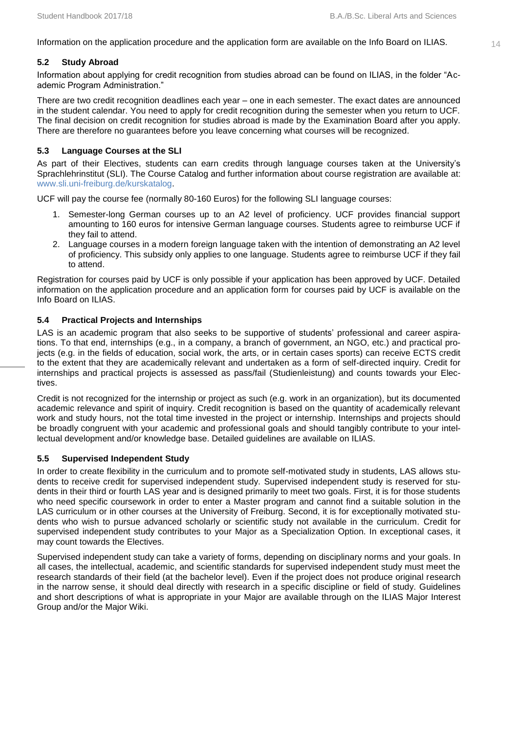Information on the application procedure and the application form are available on the Info Board on ILIAS.

### 5.2 Study Abroad

Information about applying for credit recognition from studies abroad can be found on ILIAS, in the folder "Academic Program Administration."

There are two credit recognition deadlines each year – one in each semester. The exact dates are announced in the student calendar. You need to apply for credit recognition during the semester when you return to UCF. The final decision on credit recognition for studies abroad is made by the Examination Board after you apply. There are therefore no guarantees before you leave concerning what courses will be recognized.

### 5.3 Language Courses at the SLI

As part of their Electives, students can earn credits through language courses taken at the University's Sprachlehrinstitut (SLI). The Course Catalog and further information about course registration are available at: www.sli.uni-freiburg.de/kurskatalog.

UCF will pay the course fee (normally 80-160 Euros) for the following SLI language courses:

1. Semester-long German courses up to an A2 level of proficiency. UCF provides financial support amounting to 160 euros for intensive German language courses. Students agree to reimburse UCF if they fail to attend.
2. Language courses in a modern foreign language taken with the intention of demonstrating an A2 level of proficiency. This subsidy only applies to one language. Students agree to reimburse UCF if they fail to attend.

Registration for courses paid by UCF is only possible if your application has been approved by UCF. Detailed information on the application procedure and an application form for courses paid by UCF is available on the Info Board on ILIAS.

### 5.4 Practical Projects and Internships

LAS is an academic program that also seeks to be supportive of students' professional and career aspirations. To that end, internships (e.g., in a company, a branch of government, an NGO, etc.) and practical projects (e.g. in the fields of education, social work, the arts, or in certain cases sports) can receive ECTS credit to the extent that they are academically relevant and undertaken as a form of self-directed inquiry. Credit for internships and practical projects is assessed as pass/fail (Studienleistung) and counts towards your Electives.

Credit is not recognized for the internship or project as such (e.g. work in an organization), but its documented academic relevance and spirit of inquiry. Credit recognition is based on the quantity of academically relevant work and study hours, not the total time invested in the project or internship. Internships and projects should be broadly congruent with your academic and professional goals and should tangibly contribute to your intellectual development and/or knowledge base. Detailed guidelines are available on ILIAS.

### 5.5 Supervised Independent Study

In order to create flexibility in the curriculum and to promote self-motivated study in students, LAS allows students to receive credit for supervised independent study. Supervised independent study is reserved for students in their third or fourth LAS year and is designed primarily to meet two goals. First, it is for those students who need specific coursework in order to enter a Master program and cannot find a suitable solution in the LAS curriculum or in other courses at the University of Freiburg. Second, it is for exceptionally motivated students who wish to pursue advanced scholarly or scientific study not available in the curriculum. Credit for supervised independent study contributes to your Major as a Specialization Option. In exceptional cases, it may count towards the Electives.

Supervised independent study can take a variety of forms, depending on disciplinary norms and your goals. In all cases, the intellectual, academic, and scientific standards for supervised independent study must meet the research standards of their field (at the bachelor level). Even if the project does not produce original research in the narrow sense, it should deal directly with research in a specific discipline or field of study. Guidelines and short descriptions of what is appropriate in your Major are available through on the ILIAS Major Interest Group and/or the Major Wiki.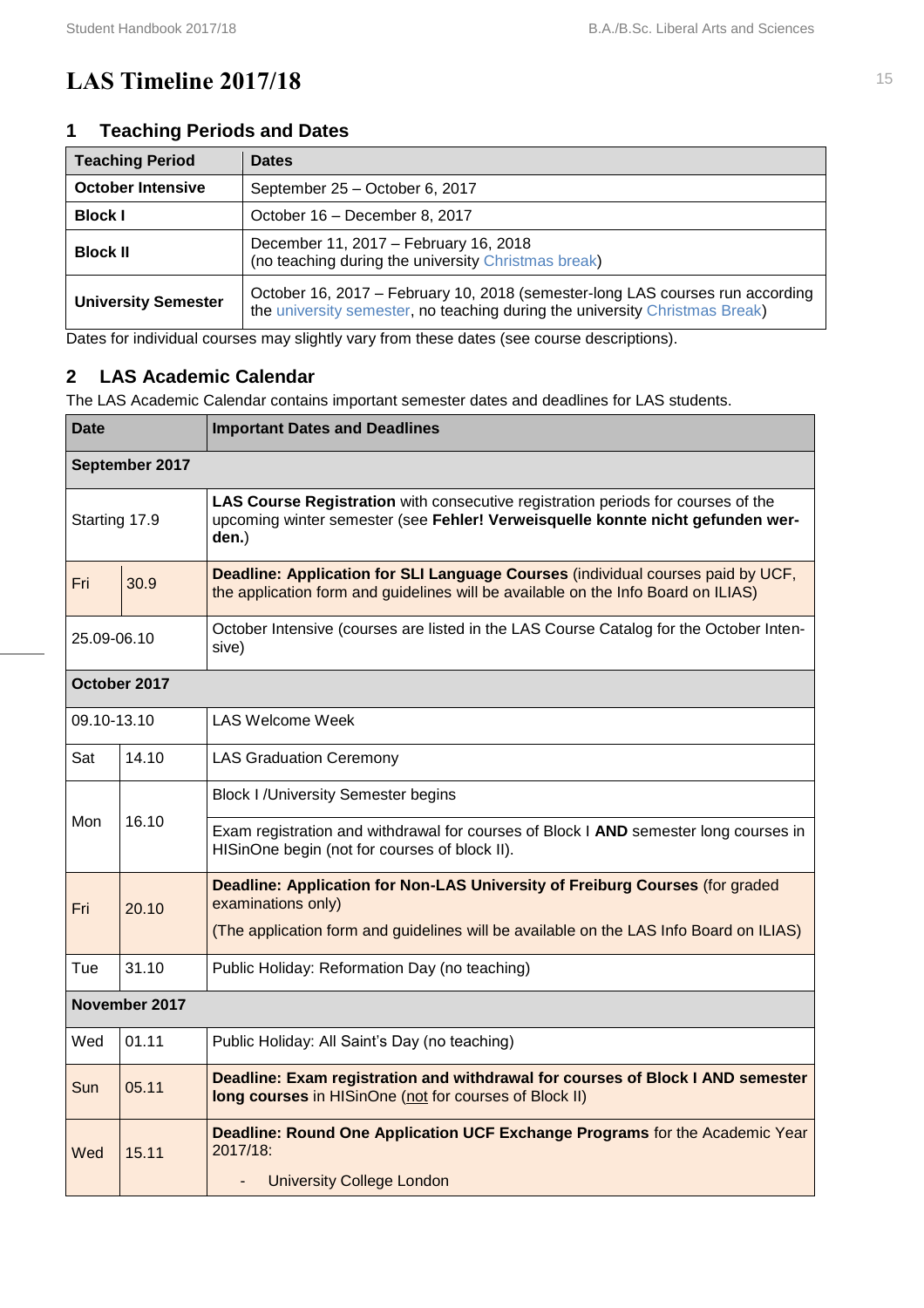# LAS Timeline 2017/18

## 1 Teaching Periods and Dates

| Teaching Period | Dates |
|---|---|
| **October Intensive** | September 25 – October 6, 2017 |
| **Block I** | October 16 – December 8, 2017 |
| **Block II** | December 11, 2017 – February 16, 2018 (no teaching during the university Christmas break) |
| **University Semester** | October 16, 2017 – February 10, 2018 (semester-long LAS courses run according the university semester, no teaching during the university Christmas Break) |

Dates for individual courses may slightly vary from these dates (see course descriptions).

## 2 LAS Academic Calendar

The LAS Academic Calendar contains important semester dates and deadlines for LAS students.

| Date | | Important Dates and Deadlines |
|---|---|---|
| **September 2017** | | |
| Starting 17.9 | | **LAS Course Registration** with consecutive registration periods for courses of the upcoming winter semester (see **Fehler! Verweisquelle konnte nicht gefunden werden.**) |
| Fri | 30.9 | **Deadline: Application for SLI Language Courses** (individual courses paid by UCF, the application form and guidelines will be available on the Info Board on ILIAS) |
| 25.09-06.10 | | October Intensive (courses are listed in the LAS Course Catalog for the October Intensive) |
| **October 2017** | | |
| 09.10-13.10 | | LAS Welcome Week |
| Sat | 14.10 | LAS Graduation Ceremony |
| Mon | 16.10 | Block I /University Semester begins |
| | | Exam registration and withdrawal for courses of Block I **AND** semester long courses in HISinOne begin (not for courses of block II). |
| Fri | 20.10 | **Deadline: Application for Non-LAS University of Freiburg Courses** (for graded examinations only) (The application form and guidelines will be available on the LAS Info Board on ILIAS) |
| Tue | 31.10 | Public Holiday: Reformation Day (no teaching) |
| **November 2017** | | |
| Wed | 01.11 | Public Holiday: All Saint's Day (no teaching) |
| Sun | 05.11 | **Deadline: Exam registration and withdrawal for courses of Block I AND semester long courses** in HISinOne (not for courses of Block II) |
| Wed | 15.11 | **Deadline: Round One Application UCF Exchange Programs** for the Academic Year 2017/18: - University College London |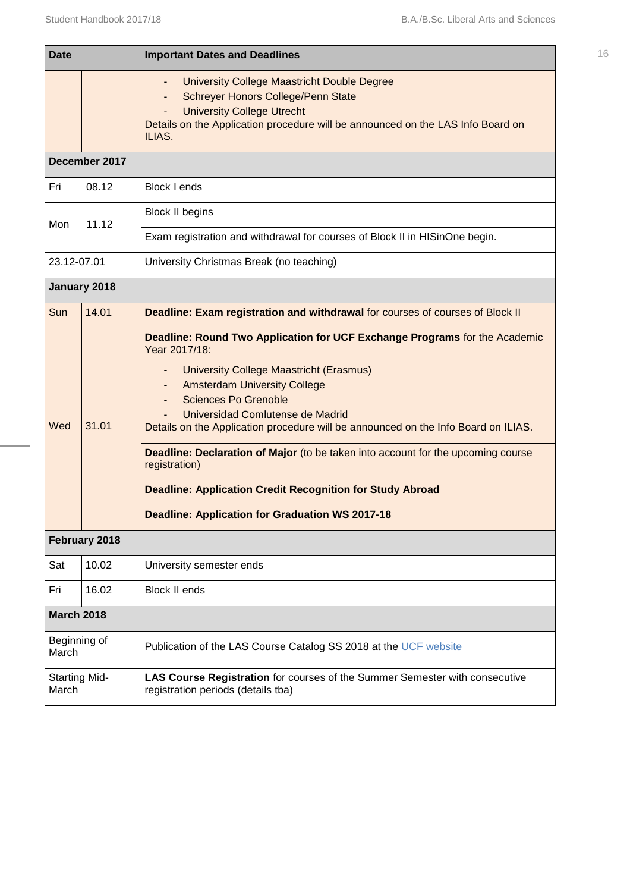| Date | | Important Dates and Deadlines |
|---|---|---|
| | | - University College Maastricht Double Degree<br>- Schreyer Honors College/Penn State<br>- University College Utrecht<br>Details on the Application procedure will be announced on the LAS Info Board on ILIAS. |
| **December 2017** | | |
| Fri | 08.12 | Block I ends |
| Mon | 11.12 | Block II begins |
| | | Exam registration and withdrawal for courses of Block II in HISinOne begin. |
| 23.12-07.01 | | University Christmas Break (no teaching) |
| **January 2018** | | |
| Sun | 14.01 | **Deadline: Exam registration and withdrawal** for courses of courses of Block II |
| Wed | 31.01 | **Deadline: Round Two Application for UCF Exchange Programs** for the Academic Year 2017/18:<br>- University College Maastricht (Erasmus)<br>- Amsterdam University College<br>- Sciences Po Grenoble<br>- Universidad Comlutense de Madrid<br>Details on the Application procedure will be announced on the Info Board on ILIAS. |
| | | **Deadline: Declaration of Major** (to be taken into account for the upcoming course registration)<br><br>**Deadline: Application Credit Recognition for Study Abroad**<br><br>**Deadline: Application for Graduation WS 2017-18** |
| **February 2018** | | |
| Sat | 10.02 | University semester ends |
| Fri | 16.02 | Block II ends |
| **March 2018** | | |
| Beginning of March | | Publication of the LAS Course Catalog SS 2018 at the UCF website |
| Starting Mid-March | | **LAS Course Registration** for courses of the Summer Semester with consecutive registration periods (details tba) |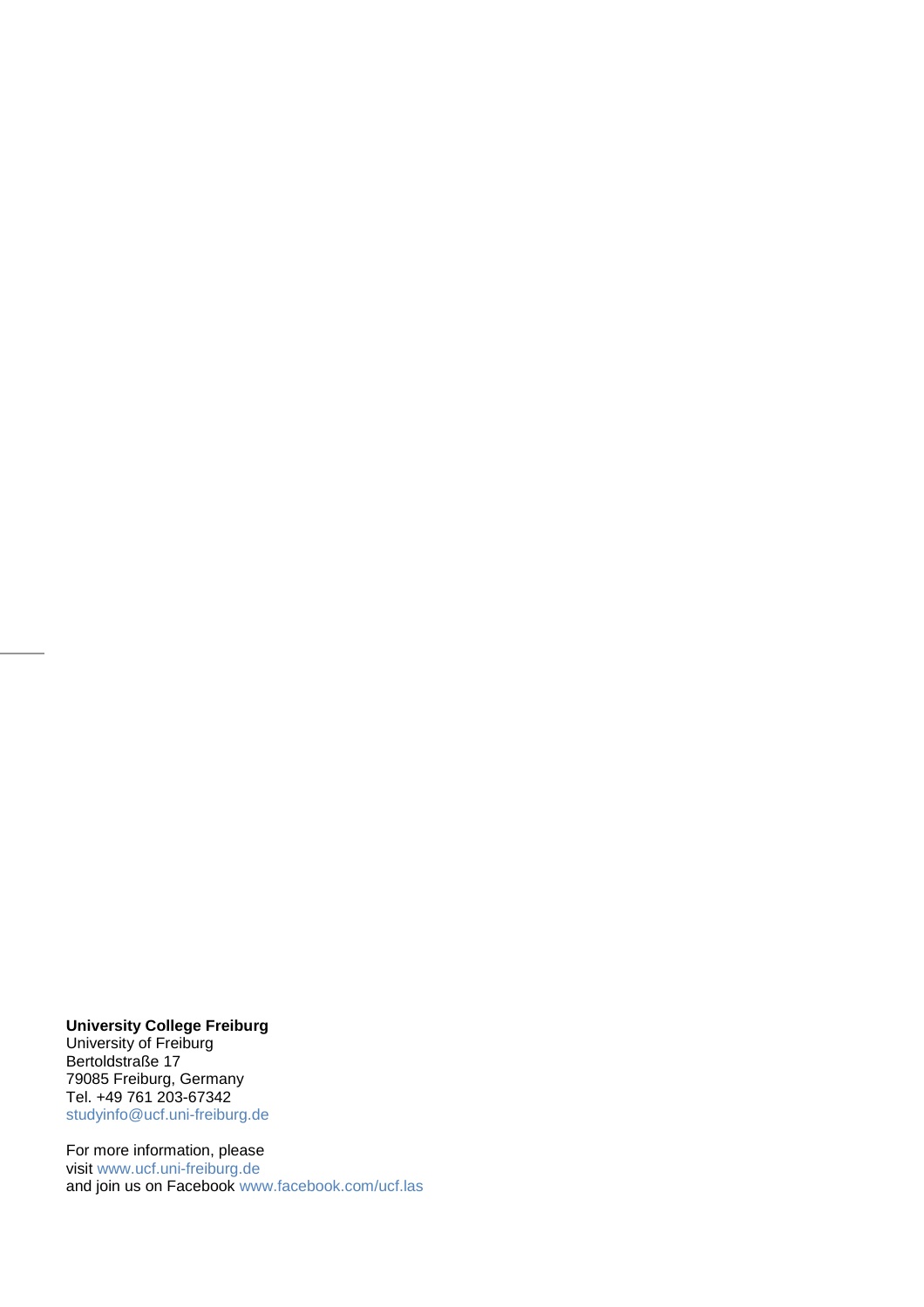**University College Freiburg**
University of Freiburg
Bertoldstraße 17
79085 Freiburg, Germany
Tel. +49 761 203-67342
studyinfo@ucf.uni-freiburg.de

For more information, please
visit www.ucf.uni-freiburg.de
and join us on Facebook www.facebook.com/ucf.las